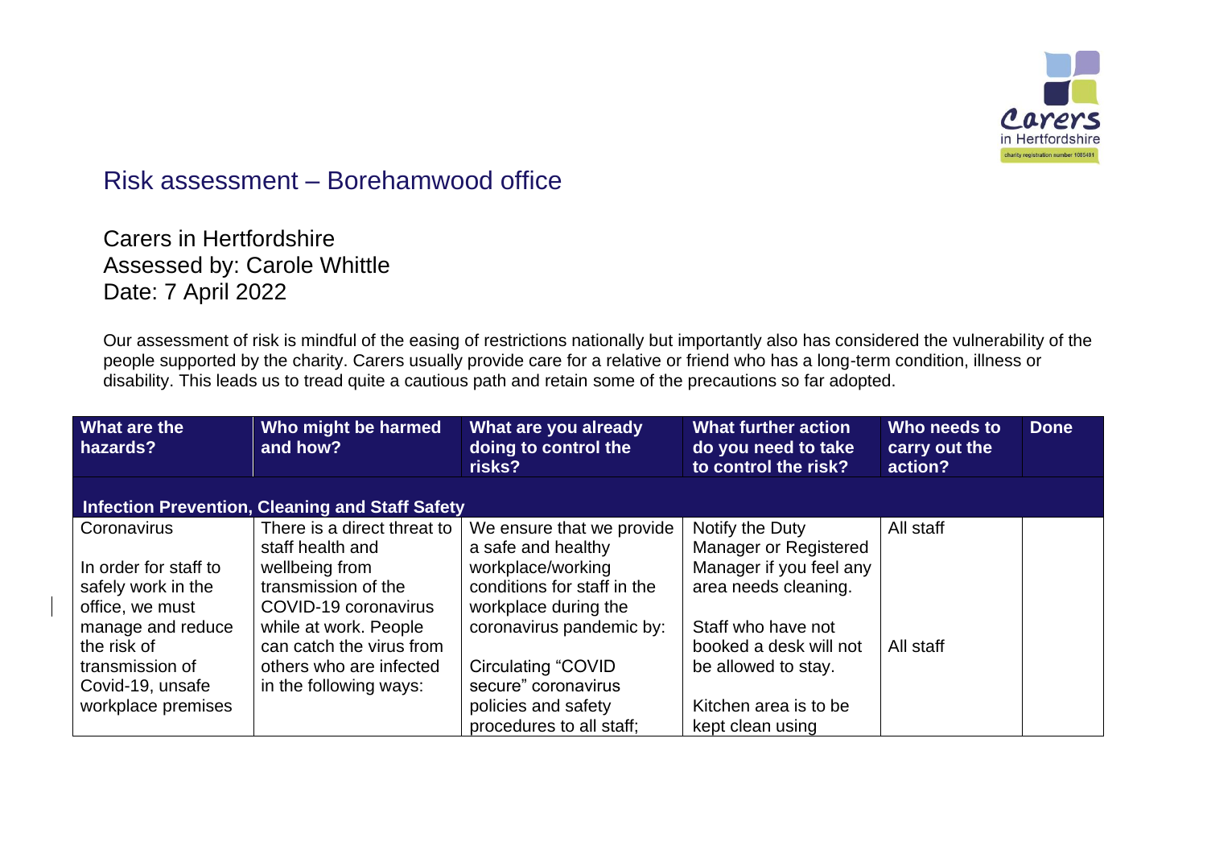# Risk assessment – Borehamwood office

Carers in Hertfordshire
Assessed by: Carole Whittle
Date: 7 April 2022

Our assessment of risk is mindful of the easing of restrictions nationally but importantly also has considered the vulnerability of the people supported by the charity. Carers usually provide care for a relative or friend who has a long-term condition, illness or disability. This leads us to tread quite a cautious path and retain some of the precautions so far adopted.

| What are the hazards? | Who might be harmed and how? | What are you already doing to control the risks? | What further action do you need to take to control the risk? | Who needs to carry out the action? | Done |
|---|---|---|---|---|---|
| **Infection Prevention, Cleaning and Staff Safety** | | | | | |
| Coronavirus<br><br>In order for staff to safely work in the office, we must manage and reduce the risk of transmission of Covid-19, unsafe workplace premises | There is a direct threat to staff health and wellbeing from transmission of the COVID-19 coronavirus while at work. People can catch the virus from others who are infected in the following ways: | We ensure that we provide a safe and healthy workplace/working conditions for staff in the workplace during the coronavirus pandemic by:<br><br>Circulating "COVID secure" coronavirus policies and safety procedures to all staff; | Notify the Duty Manager or Registered Manager if you feel any area needs cleaning.<br><br>Staff who have not booked a desk will not be allowed to stay.<br><br>Kitchen area is to be kept clean using | All staff<br><br><br><br>All staff | |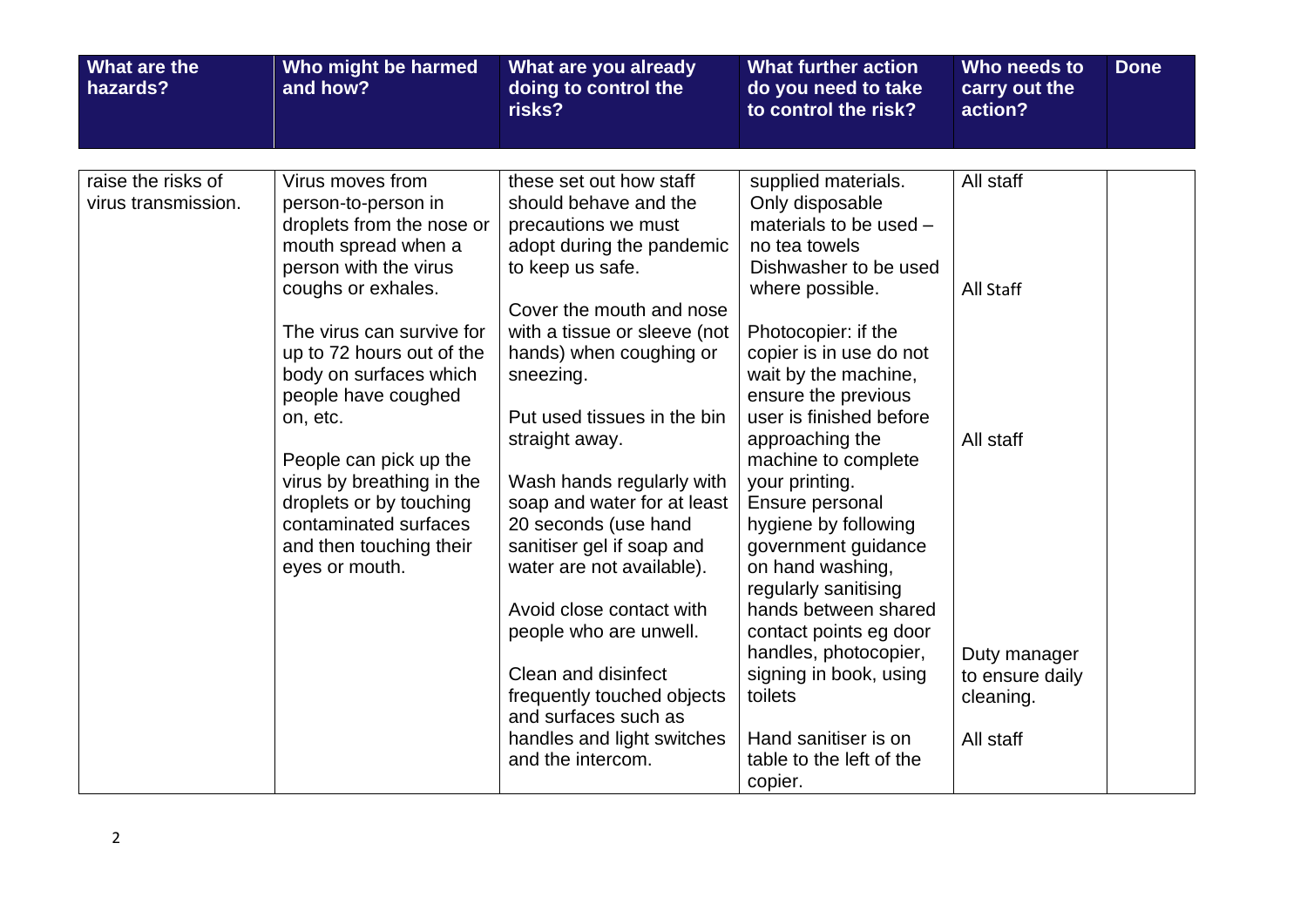| What are the hazards? | Who might be harmed and how? | What are you already doing to control the risks? | What further action do you need to take to control the risk? | Who needs to carry out the action? | Done |
|---|---|---|---|---|---|
| raise the risks of virus transmission. | Virus moves from person-to-person in droplets from the nose or mouth spread when a person with the virus coughs or exhales.<br><br>The virus can survive for up to 72 hours out of the body on surfaces which people have coughed on, etc.<br><br>People can pick up the virus by breathing in the droplets or by touching contaminated surfaces and then touching their eyes or mouth. | these set out how staff should behave and the precautions we must adopt during the pandemic to keep us safe.<br><br>Cover the mouth and nose with a tissue or sleeve (not hands) when coughing or sneezing.<br><br>Put used tissues in the bin straight away.<br><br>Wash hands regularly with soap and water for at least 20 seconds (use hand sanitiser gel if soap and water are not available).<br><br>Avoid close contact with people who are unwell.<br><br>Clean and disinfect frequently touched objects and surfaces such as handles and light switches and the intercom. | supplied materials. Only disposable materials to be used – no tea towels Dishwasher to be used where possible.<br><br>Photocopier: if the copier is in use do not wait by the machine, ensure the previous user is finished before approaching the machine to complete your printing. Ensure personal hygiene by following government guidance on hand washing, regularly sanitising hands between shared contact points eg door handles, photocopier, signing in book, using toilets<br><br>Hand sanitiser is on table to the left of the copier. | All staff<br><br>All Staff<br><br>All staff<br><br>Duty manager to ensure daily cleaning.<br><br>All staff | |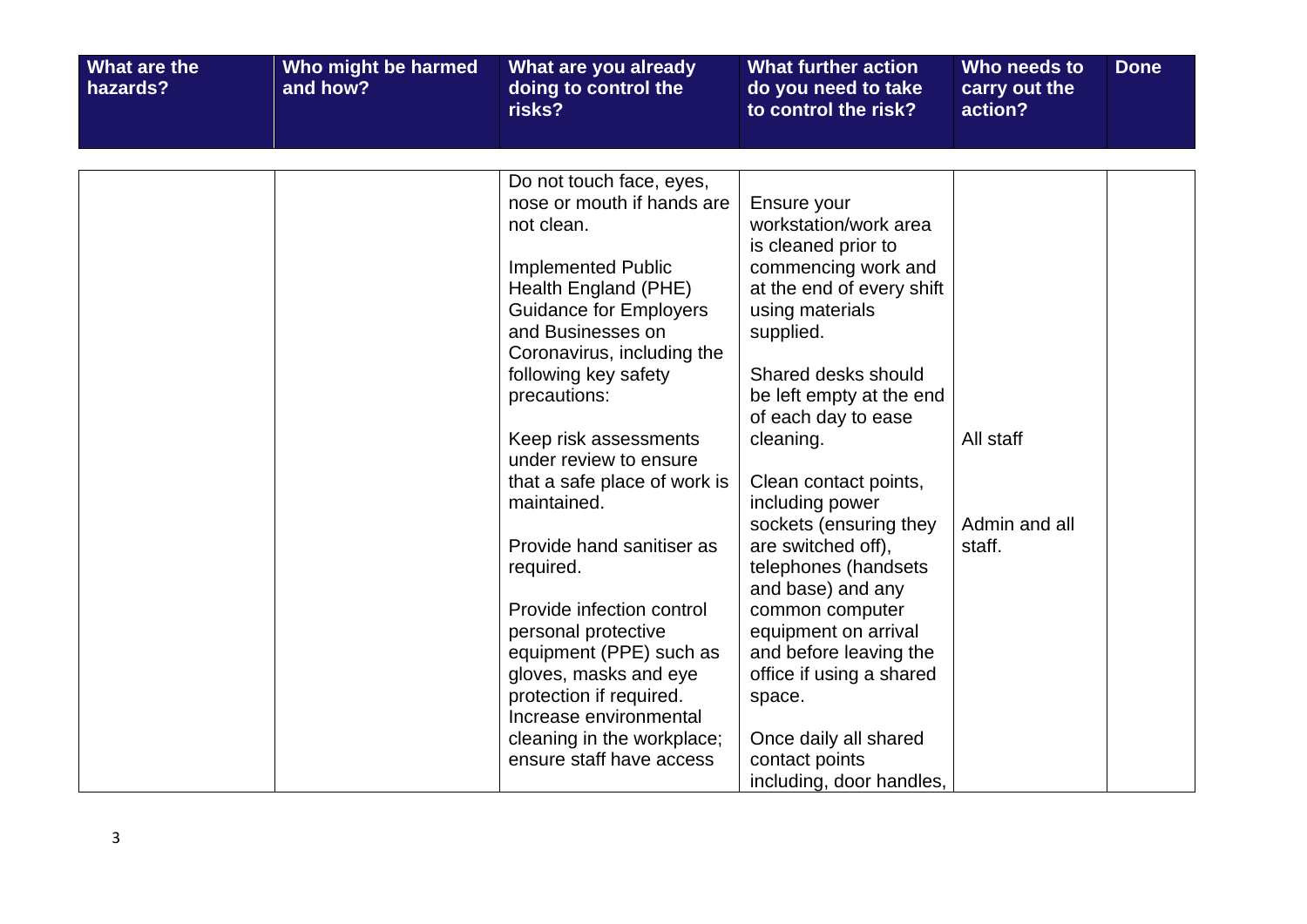| What are the hazards? | Who might be harmed and how? | What are you already doing to control the risks? | What further action do you need to take to control the risk? | Who needs to carry out the action? | Done |
|---|---|---|---|---|---|
| | | Do not touch face, eyes, nose or mouth if hands are not clean.<br><br>Implemented Public Health England (PHE) Guidance for Employers and Businesses on Coronavirus, including the following key safety precautions:<br><br>Keep risk assessments under review to ensure that a safe place of work is maintained.<br><br>Provide hand sanitiser as required.<br><br>Provide infection control personal protective equipment (PPE) such as gloves, masks and eye protection if required.<br>Increase environmental cleaning in the workplace; ensure staff have access | Ensure your workstation/work area is cleaned prior to commencing work and at the end of every shift using materials supplied.<br><br>Shared desks should be left empty at the end of each day to ease cleaning.<br><br>Clean contact points, including power sockets (ensuring they are switched off), telephones (handsets and base) and any common computer equipment on arrival and before leaving the office if using a shared space.<br><br>Once daily all shared contact points including, door handles, | All staff<br><br>Admin and all staff. | |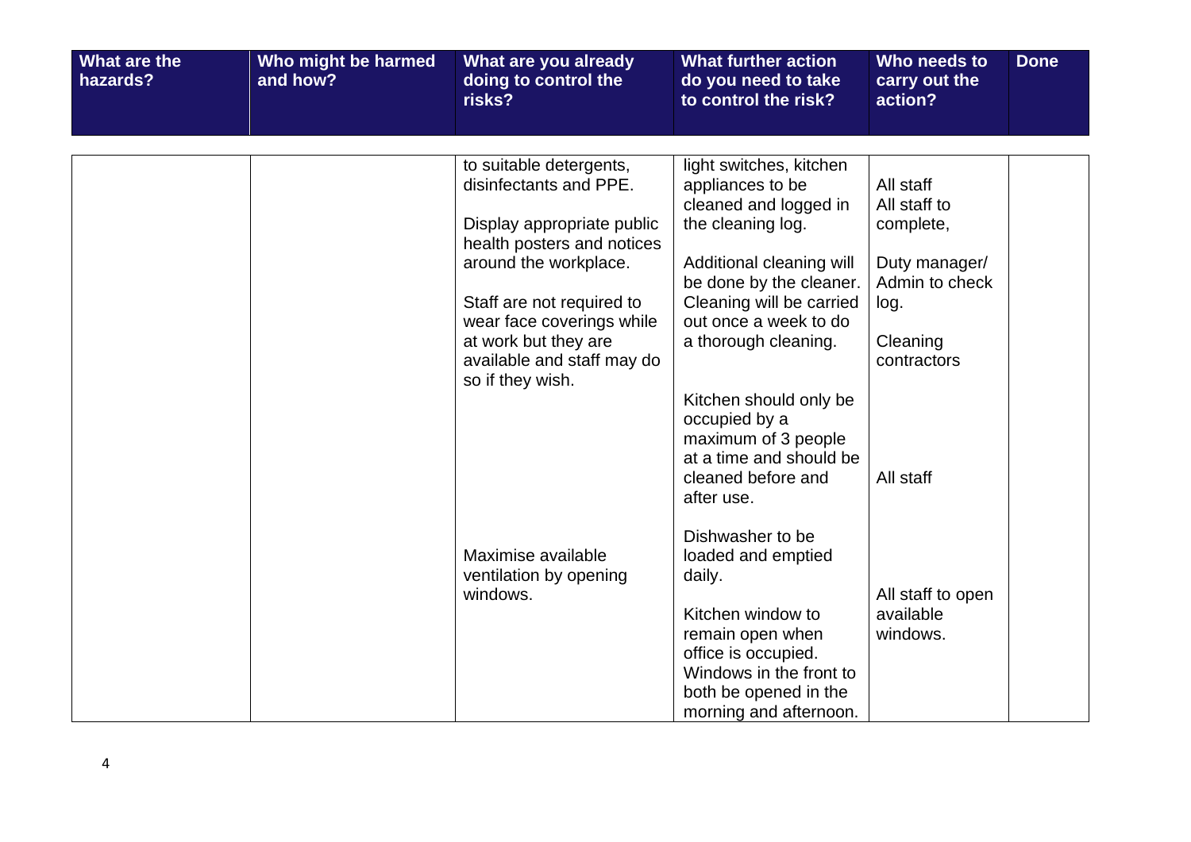| What are the hazards? | Who might be harmed and how? | What are you already doing to control the risks? | What further action do you need to take to control the risk? | Who needs to carry out the action? | Done |
|---|---|---|---|---|---|
| | | to suitable detergents, disinfectants and PPE.<br><br>Display appropriate public health posters and notices around the workplace.<br><br>Staff are not required to wear face coverings while at work but they are available and staff may do so if they wish. | light switches, kitchen appliances to be cleaned and logged in the cleaning log.<br><br>Additional cleaning will be done by the cleaner. Cleaning will be carried out once a week to do a thorough cleaning. | All staff<br>All staff to complete,<br><br>Duty manager/ Admin to check log.<br><br>Cleaning contractors | |
| | | | Kitchen should only be occupied by a maximum of 3 people at a time and should be cleaned before and after use. | All staff | |
| | | Maximise available ventilation by opening windows. | Dishwasher to be loaded and emptied daily.<br><br>Kitchen window to remain open when office is occupied. Windows in the front to both be opened in the morning and afternoon. | All staff to open available windows. | |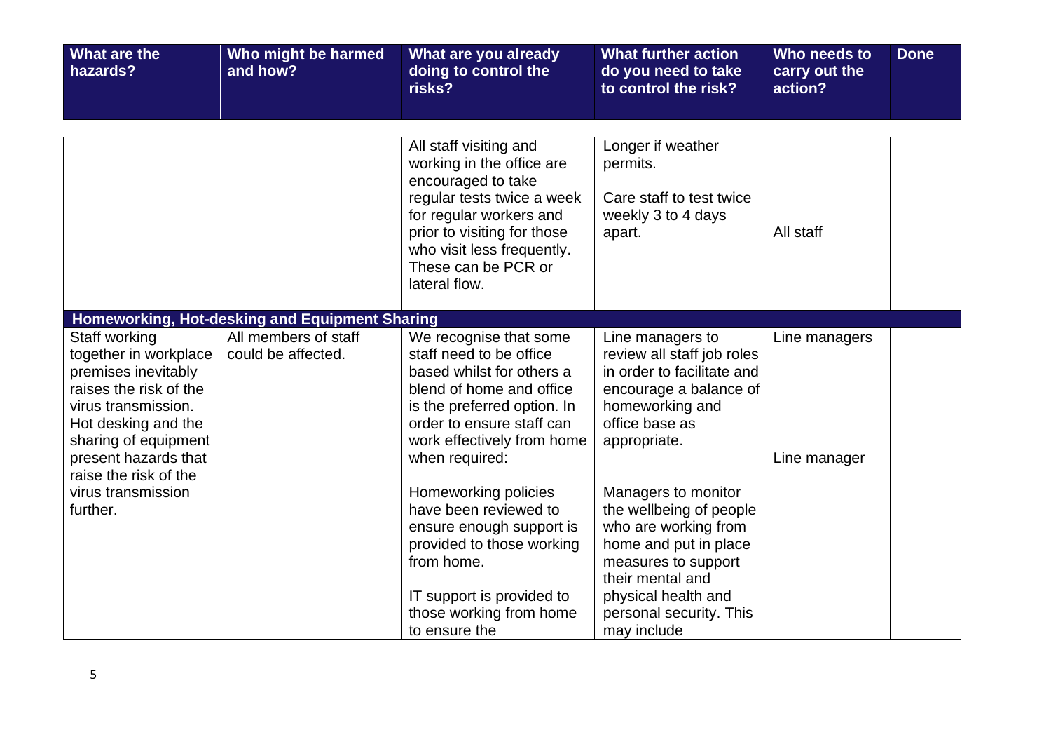| What are the hazards? | Who might be harmed and how? | What are you already doing to control the risks? | What further action do you need to take to control the risk? | Who needs to carry out the action? | Done |
|---|---|---|---|---|---|
| | | All staff visiting and working in the office are encouraged to take regular tests twice a week for regular workers and prior to visiting for those who visit less frequently. These can be PCR or lateral flow. | Longer if weather permits.<br><br>Care staff to test twice weekly 3 to 4 days apart. | All staff | |
| **Homeworking, Hot-desking and Equipment Sharing** | | | | | |
| Staff working together in workplace premises inevitably raises the risk of the virus transmission. Hot desking and the sharing of equipment present hazards that raise the risk of the virus transmission further. | All members of staff could be affected. | We recognise that some staff need to be office based whilst for others a blend of home and office is the preferred option. In order to ensure staff can work effectively from home when required:<br><br>Homeworking policies have been reviewed to ensure enough support is provided to those working from home.<br><br>IT support is provided to those working from home to ensure the | Line managers to review all staff job roles in order to facilitate and encourage a balance of homeworking and office base as appropriate.<br><br>Managers to monitor the wellbeing of people who are working from home and put in place measures to support their mental and physical health and personal security. This may include | Line managers<br><br>Line manager | |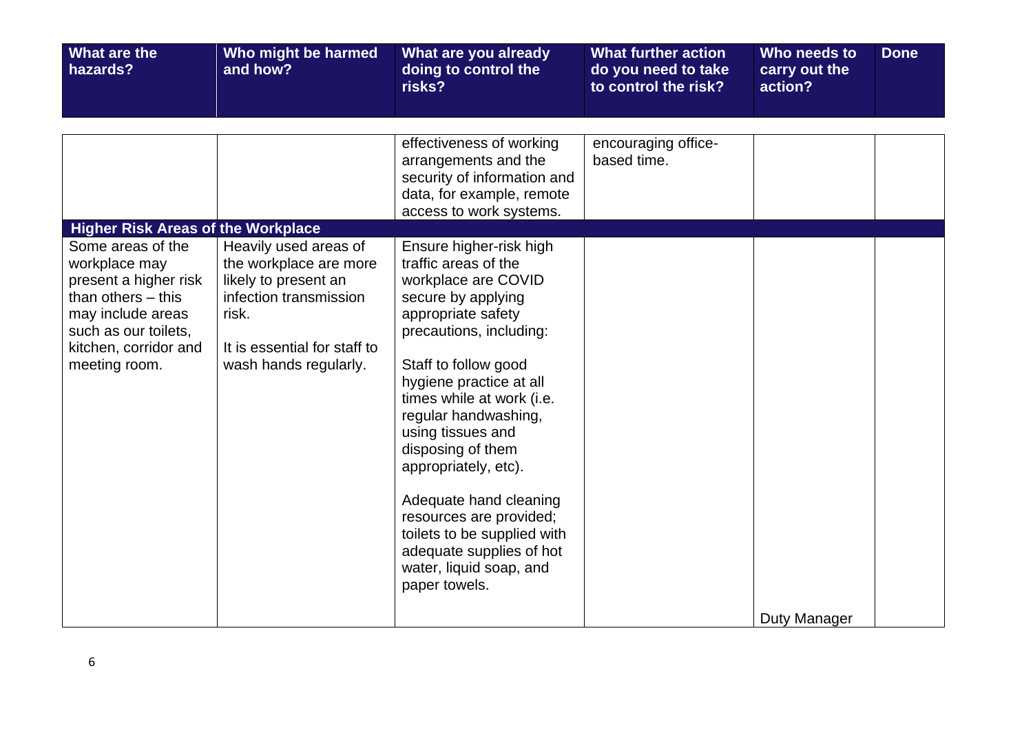| What are the hazards? | Who might be harmed and how? | What are you already doing to control the risks? | What further action do you need to take to control the risk? | Who needs to carry out the action? | Done |
|---|---|---|---|---|---|
| | | effectiveness of working arrangements and the security of information and data, for example, remote access to work systems. | encouraging office-based time. | | |
| **Higher Risk Areas of the Workplace** | | | | | |
| Some areas of the workplace may present a higher risk than others – this may include areas such as our toilets, kitchen, corridor and meeting room. | Heavily used areas of the workplace are more likely to present an infection transmission risk.<br><br>It is essential for staff to wash hands regularly. | Ensure higher-risk high traffic areas of the workplace are COVID secure by applying appropriate safety precautions, including:<br><br>Staff to follow good hygiene practice at all times while at work (i.e. regular handwashing, using tissues and disposing of them appropriately, etc).<br><br>Adequate hand cleaning resources are provided; toilets to be supplied with adequate supplies of hot water, liquid soap, and paper towels. | | Duty Manager | |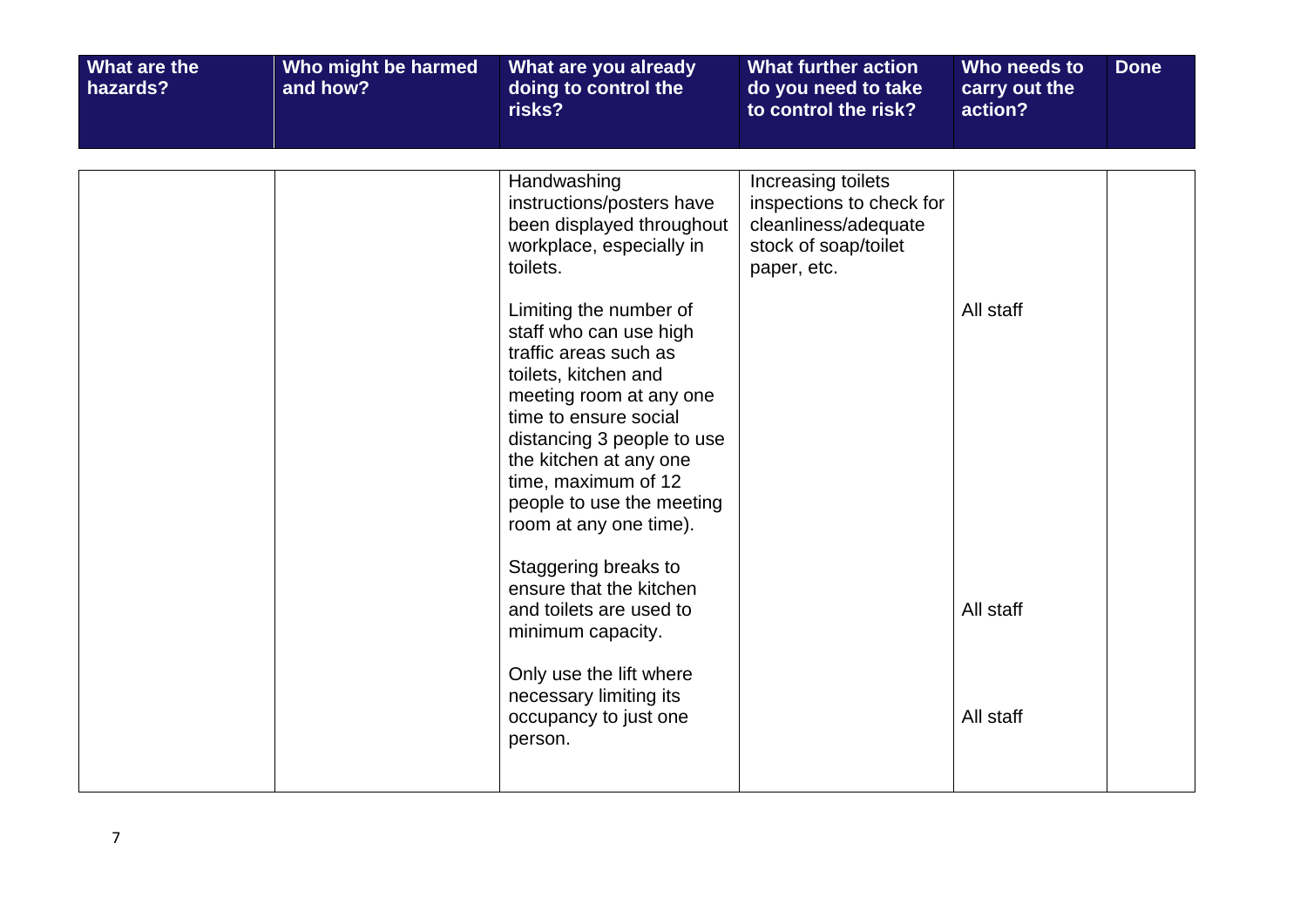| What are the hazards? | Who might be harmed and how? | What are you already doing to control the risks? | What further action do you need to take to control the risk? | Who needs to carry out the action? | Done |
|---|---|---|---|---|---|
| | | Handwashing instructions/posters have been displayed throughout workplace, especially in toilets. | Increasing toilets inspections to check for cleanliness/adequate stock of soap/toilet paper, etc. | | |
| | | Limiting the number of staff who can use high traffic areas such as toilets, kitchen and meeting room at any one time to ensure social distancing 3 people to use the kitchen at any one time, maximum of 12 people to use the meeting room at any one time). | | All staff | |
| | | Staggering breaks to ensure that the kitchen and toilets are used to minimum capacity. | | All staff | |
| | | Only use the lift where necessary limiting its occupancy to just one person. | | All staff | |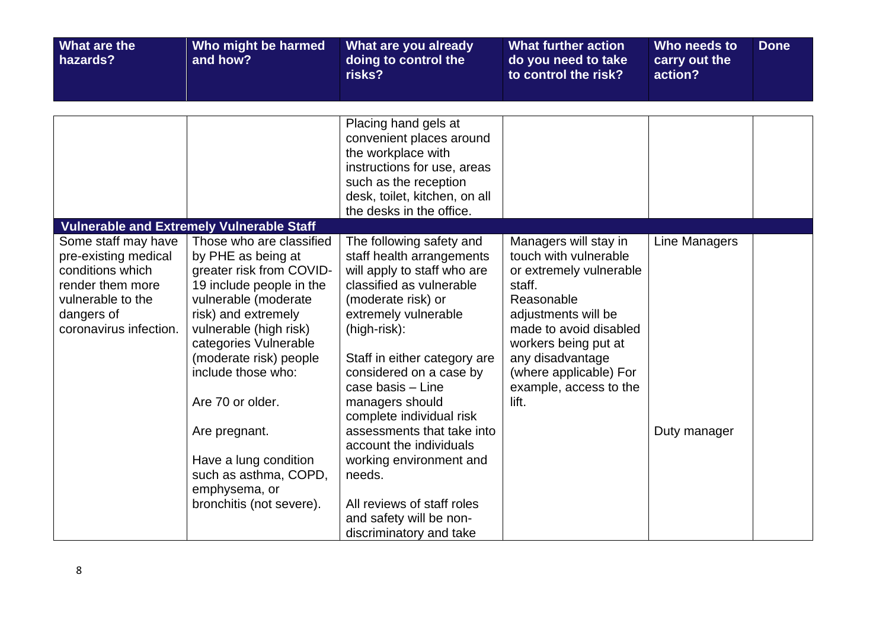| What are the hazards? | Who might be harmed and how? | What are you already doing to control the risks? | What further action do you need to take to control the risk? | Who needs to carry out the action? | Done |
|---|---|---|---|---|---|
| | | Placing hand gels at convenient places around the workplace with instructions for use, areas such as the reception desk, toilet, kitchen, on all the desks in the office. | | | |
| **Vulnerable and Extremely Vulnerable Staff** | | | | | |
| Some staff may have pre-existing medical conditions which render them more vulnerable to the dangers of coronavirus infection. | Those who are classified by PHE as being at greater risk from COVID-19 include people in the vulnerable (moderate risk) and extremely vulnerable (high risk) categories Vulnerable (moderate risk) people include those who:<br><br>Are 70 or older.<br><br>Are pregnant.<br><br>Have a lung condition such as asthma, COPD, emphysema, or bronchitis (not severe). | The following safety and staff health arrangements will apply to staff who are classified as vulnerable (moderate risk) or extremely vulnerable (high-risk):<br><br>Staff in either category are considered on a case by case basis – Line managers should complete individual risk assessments that take into account the individuals working environment and needs.<br><br>All reviews of staff roles and safety will be non-discriminatory and take | Managers will stay in touch with vulnerable or extremely vulnerable staff.<br>Reasonable adjustments will be made to avoid disabled workers being put at any disadvantage (where applicable) For example, access to the lift. | Line Managers<br><br>Duty manager | |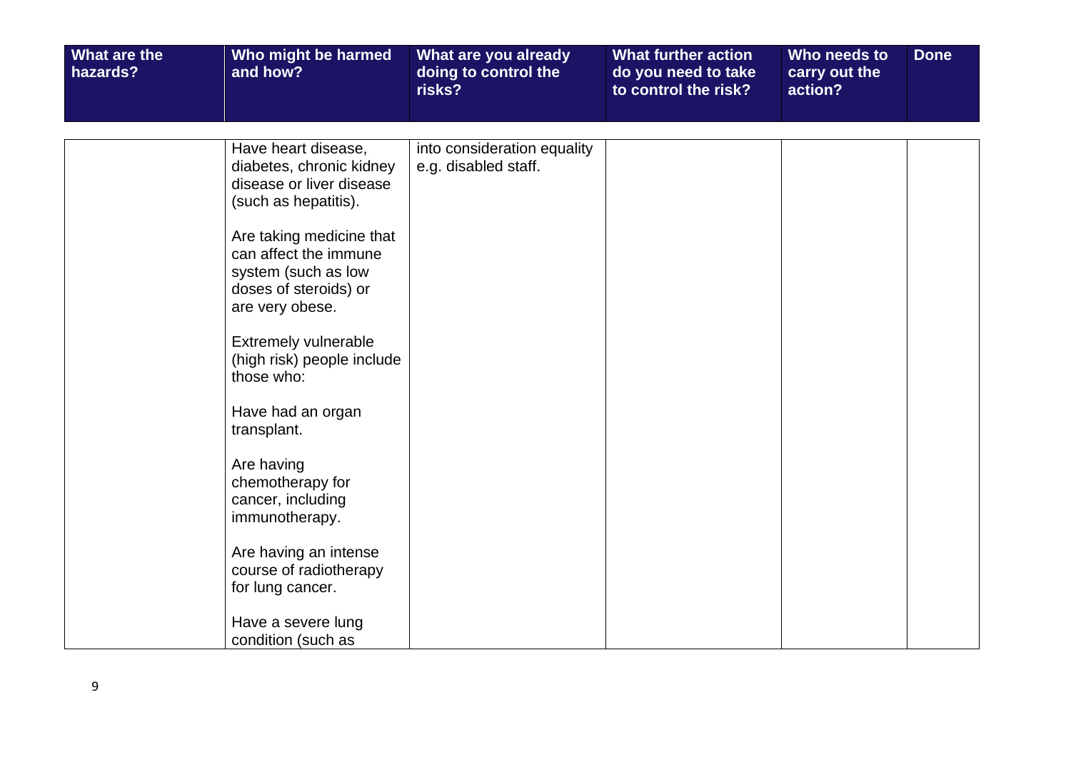| What are the hazards? | Who might be harmed and how? | What are you already doing to control the risks? | What further action do you need to take to control the risk? | Who needs to carry out the action? | Done |
|---|---|---|---|---|---|
| | Have heart disease, diabetes, chronic kidney disease or liver disease (such as hepatitis).<br><br>Are taking medicine that can affect the immune system (such as low doses of steroids) or are very obese.<br><br>Extremely vulnerable (high risk) people include those who:<br><br>Have had an organ transplant.<br><br>Are having chemotherapy for cancer, including immunotherapy.<br><br>Are having an intense course of radiotherapy for lung cancer.<br><br>Have a severe lung condition (such as | into consideration equality e.g. disabled staff. | | | |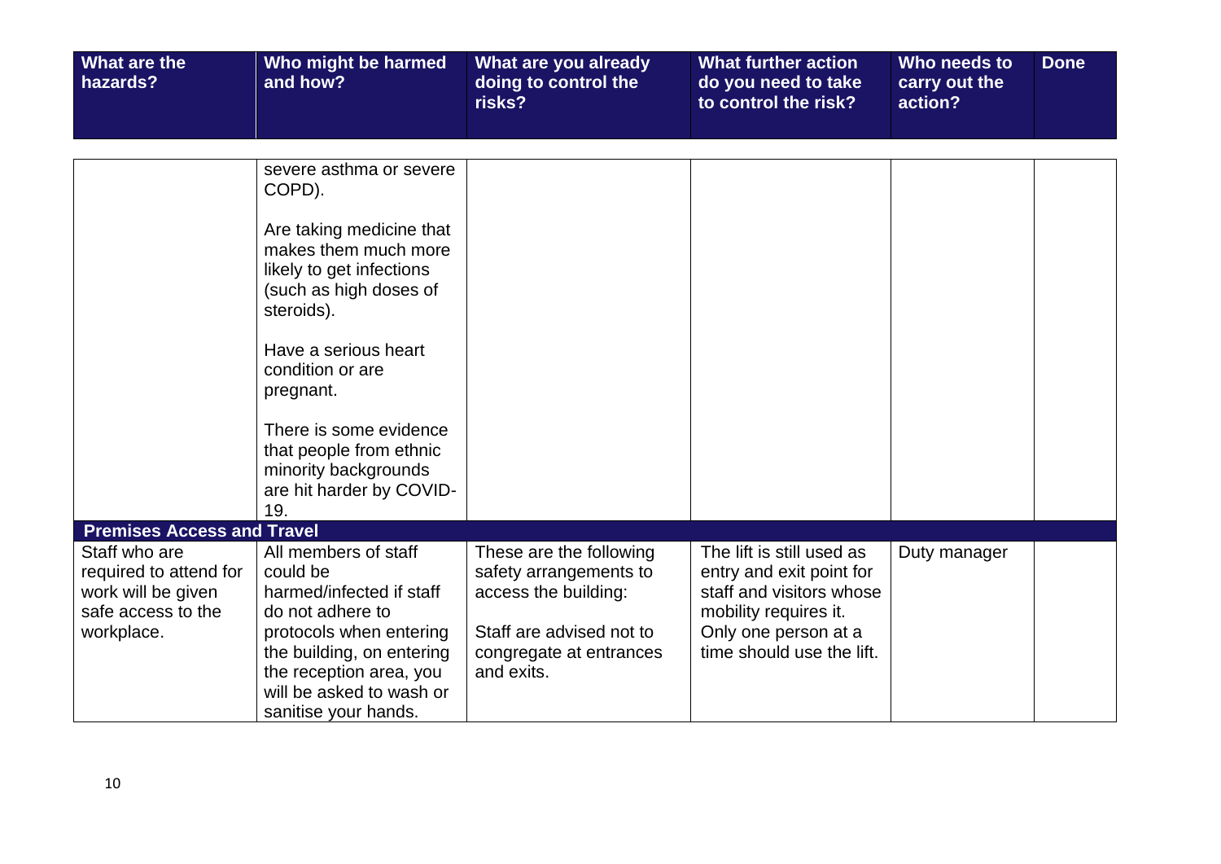| What are the hazards? | Who might be harmed and how? | What are you already doing to control the risks? | What further action do you need to take to control the risk? | Who needs to carry out the action? | Done |
|---|---|---|---|---|---|
| | severe asthma or severe COPD).<br><br>Are taking medicine that makes them much more likely to get infections (such as high doses of steroids).<br><br>Have a serious heart condition or are pregnant.<br><br>There is some evidence that people from ethnic minority backgrounds are hit harder by COVID-19. | | | | |
| **Premises Access and Travel** | | | | | |
| Staff who are required to attend for work will be given safe access to the workplace. | All members of staff could be harmed/infected if staff do not adhere to protocols when entering the building, on entering the reception area, you will be asked to wash or sanitise your hands. | These are the following safety arrangements to access the building:<br><br>Staff are advised not to congregate at entrances and exits. | The lift is still used as entry and exit point for staff and visitors whose mobility requires it. Only one person at a time should use the lift. | Duty manager | |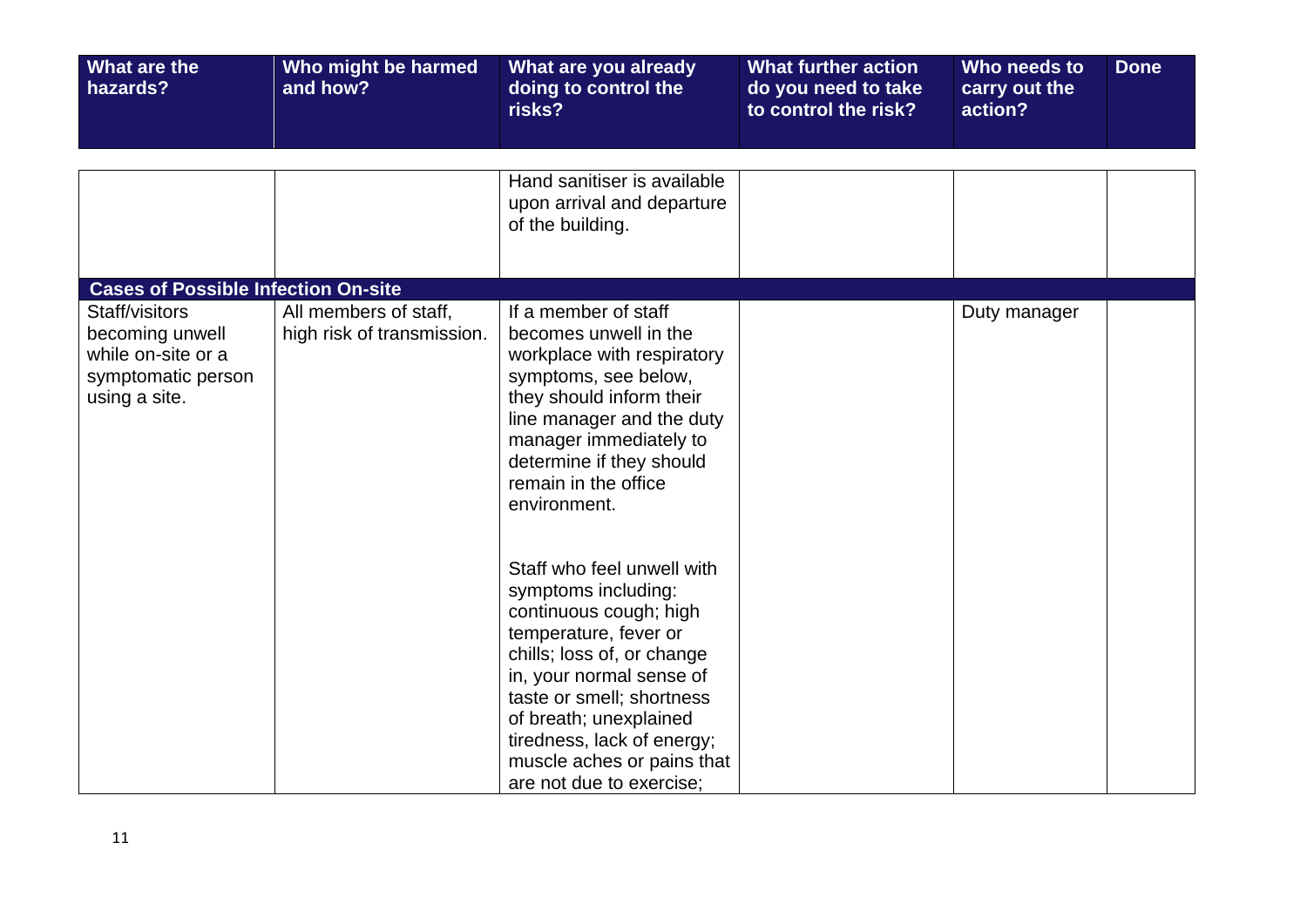| What are the hazards? | Who might be harmed and how? | What are you already doing to control the risks? | What further action do you need to take to control the risk? | Who needs to carry out the action? | Done |
|---|---|---|---|---|---|
| | | Hand sanitiser is available upon arrival and departure of the building. | | | |
| **Cases of Possible Infection On-site** | | | | | |
| Staff/visitors becoming unwell while on-site or a symptomatic person using a site. | All members of staff, high risk of transmission. | If a member of staff becomes unwell in the workplace with respiratory symptoms, see below, they should inform their line manager and the duty manager immediately to determine if they should remain in the office environment.<br><br>Staff who feel unwell with symptoms including: continuous cough; high temperature, fever or chills; loss of, or change in, your normal sense of taste or smell; shortness of breath; unexplained tiredness, lack of energy; muscle aches or pains that are not due to exercise; | | Duty manager | |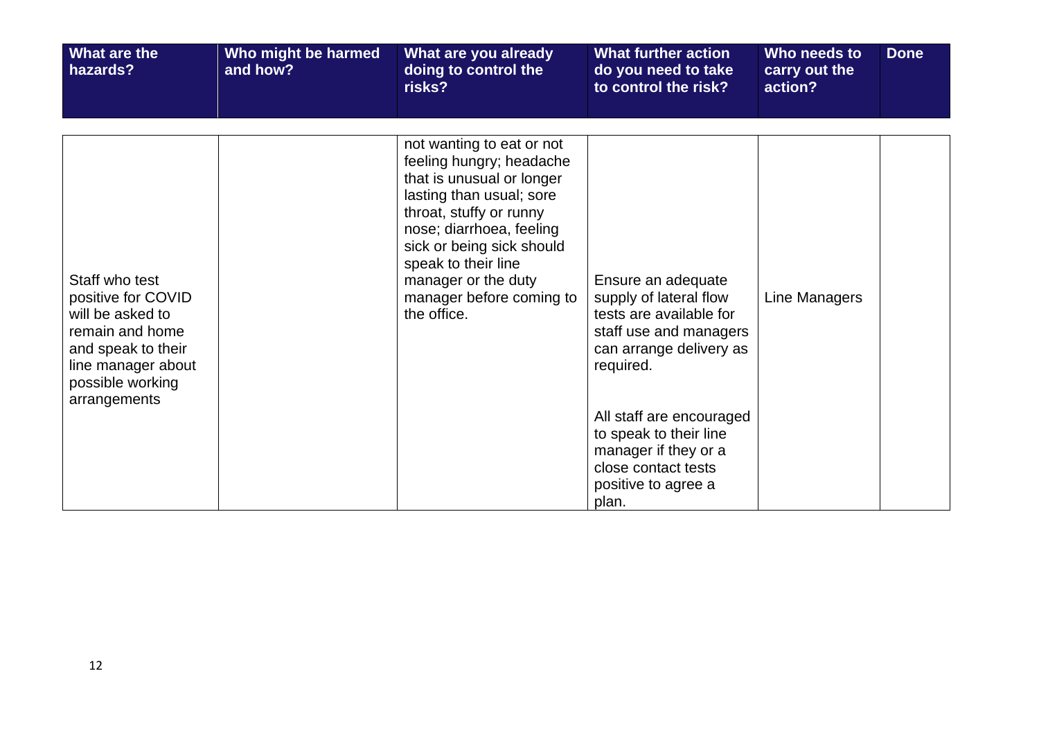| What are the hazards? | Who might be harmed and how? | What are you already doing to control the risks? | What further action do you need to take to control the risk? | Who needs to carry out the action? | Done |
|---|---|---|---|---|---|
| Staff who test positive for COVID will be asked to remain and home and speak to their line manager about possible working arrangements | | not wanting to eat or not feeling hungry; headache that is unusual or longer lasting than usual; sore throat, stuffy or runny nose; diarrhoea, feeling sick or being sick should speak to their line manager or the duty manager before coming to the office. | Ensure an adequate supply of lateral flow tests are available for staff use and managers can arrange delivery as required.<br><br>All staff are encouraged to speak to their line manager if they or a close contact tests positive to agree a plan. | Line Managers | |